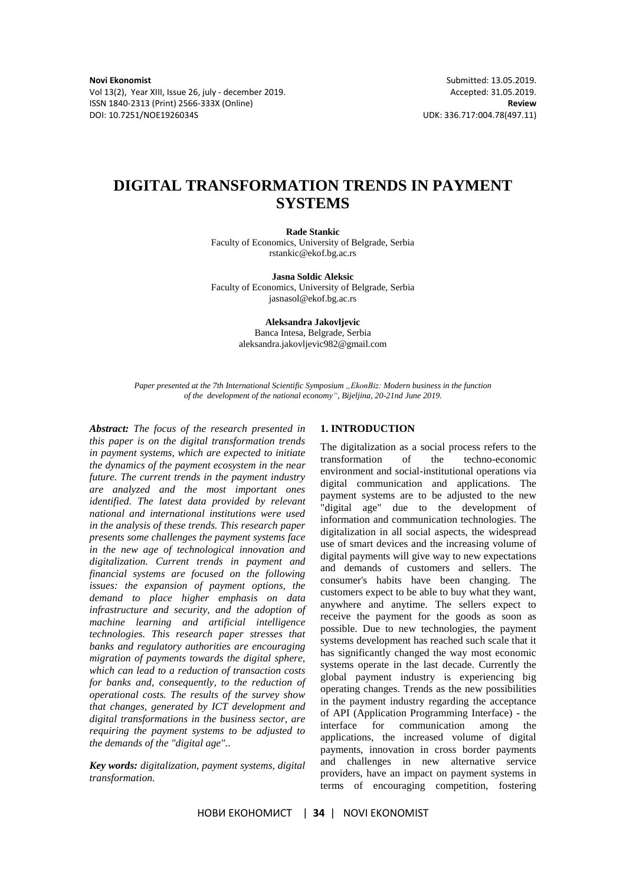**Novi Ekonomist**
Vol 13(2), Year XIII, Issue 26, july - december 2019.
ISSN 1840-2313 (Print) 2566-333X (Online)
DOI: 10.7251/NOE1926034S

Submitted: 13.05.2019.
Accepted: 31.05.2019.
**Review**
UDK: 336.717:004.78(497.11)

# DIGITAL TRANSFORMATION TRENDS IN PAYMENT SYSTEMS

**Rade Stankic**
Faculty of Economics, University of Belgrade, Serbia
rstankic@ekof.bg.ac.rs

**Jasna Soldic Aleksic**
Faculty of Economics, University of Belgrade, Serbia
jasnasol@ekof.bg.ac.rs

**Aleksandra Jakovljevic**
Banca Intesa, Belgrade, Serbia
aleksandra.jakovljevic982@gmail.com

*Paper presented at the 7th International Scientific Symposium „EkonBiz: Modern business in the function of the development of the national economy", Bijeljina, 20-21nd June 2019.*

***Abstract:*** *The focus of the research presented in this paper is on the digital transformation trends in payment systems, which are expected to initiate the dynamics of the payment ecosystem in the near future. The current trends in the payment industry are analyzed and the most important ones identified. The latest data provided by relevant national and international institutions were used in the analysis of these trends. This research paper presents some challenges the payment systems face in the new age of technological innovation and digitalization. Current trends in payment and financial systems are focused on the following issues: the expansion of payment options, the demand to place higher emphasis on data infrastructure and security, and the adoption of machine learning and artificial intelligence technologies. This research paper stresses that banks and regulatory authorities are encouraging migration of payments towards the digital sphere, which can lead to a reduction of transaction costs for banks and, consequently, to the reduction of operational costs. The results of the survey show that changes, generated by ICT development and digital transformations in the business sector, are requiring the payment systems to be adjusted to the demands of the "digital age"..*

***Key words:*** *digitalization, payment systems, digital transformation.*

## 1. INTRODUCTION

The digitalization as a social process refers to the transformation of the techno-economic environment and social-institutional operations via digital communication and applications. The payment systems are to be adjusted to the new "digital age" due to the development of information and communication technologies. The digitalization in all social aspects, the widespread use of smart devices and the increasing volume of digital payments will give way to new expectations and demands of customers and sellers. The consumer's habits have been changing. The customers expect to be able to buy what they want, anywhere and anytime. The sellers expect to receive the payment for the goods as soon as possible. Due to new technologies, the payment systems development has reached such scale that it has significantly changed the way most economic systems operate in the last decade. Currently the global payment industry is experiencing big operating changes. Trends as the new possibilities in the payment industry regarding the acceptance of API (Application Programming Interface) - the interface for communication among the applications, the increased volume of digital payments, innovation in cross border payments and challenges in new alternative service providers, have an impact on payment systems in terms of encouraging competition, fostering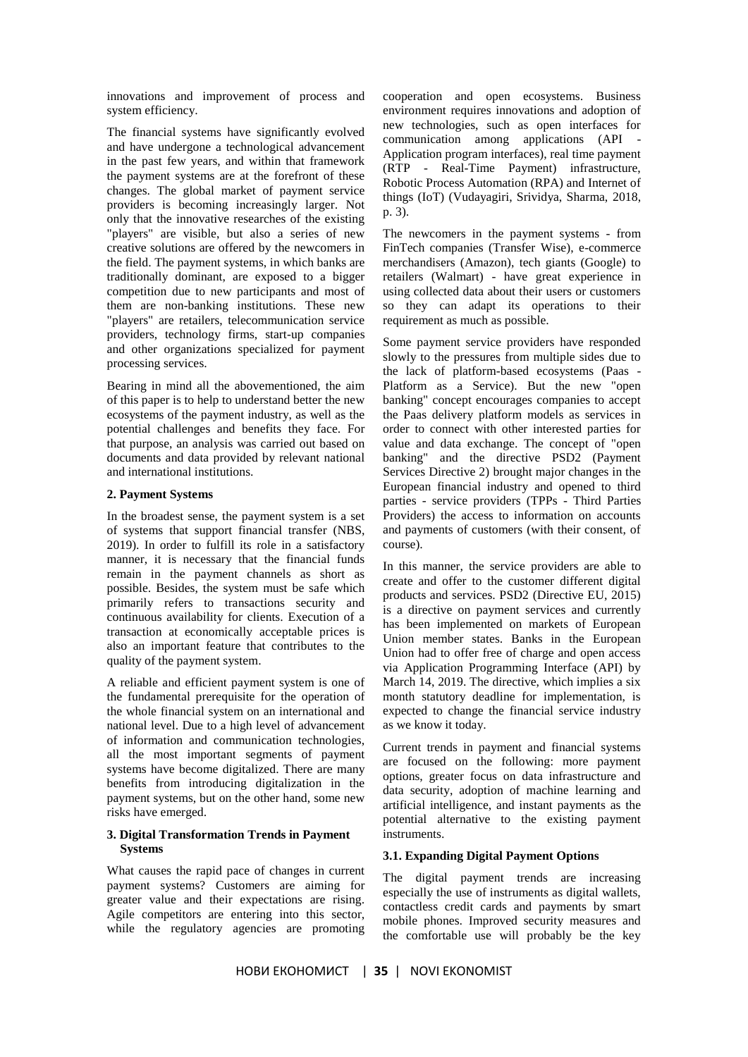innovations and improvement of process and system efficiency.

The financial systems have significantly evolved and have undergone a technological advancement in the past few years, and within that framework the payment systems are at the forefront of these changes. The global market of payment service providers is becoming increasingly larger. Not only that the innovative researches of the existing "players" are visible, but also a series of new creative solutions are offered by the newcomers in the field. The payment systems, in which banks are traditionally dominant, are exposed to a bigger competition due to new participants and most of them are non-banking institutions. These new "players" are retailers, telecommunication service providers, technology firms, start-up companies and other organizations specialized for payment processing services.

Bearing in mind all the abovementioned, the aim of this paper is to help to understand better the new ecosystems of the payment industry, as well as the potential challenges and benefits they face. For that purpose, an analysis was carried out based on documents and data provided by relevant national and international institutions.

## 2. Payment Systems

In the broadest sense, the payment system is a set of systems that support financial transfer (NBS, 2019). In order to fulfill its role in a satisfactory manner, it is necessary that the financial funds remain in the payment channels as short as possible. Besides, the system must be safe which primarily refers to transactions security and continuous availability for clients. Execution of a transaction at economically acceptable prices is also an important feature that contributes to the quality of the payment system.

A reliable and efficient payment system is one of the fundamental prerequisite for the operation of the whole financial system on an international and national level. Due to a high level of advancement of information and communication technologies, all the most important segments of payment systems have become digitalized. There are many benefits from introducing digitalization in the payment systems, but on the other hand, some new risks have emerged.

## 3. Digital Transformation Trends in Payment Systems

What causes the rapid pace of changes in current payment systems? Customers are aiming for greater value and their expectations are rising. Agile competitors are entering into this sector, while the regulatory agencies are promoting cooperation and open ecosystems. Business environment requires innovations and adoption of new technologies, such as open interfaces for communication among applications (API - Application program interfaces), real time payment (RTP - Real-Time Payment) infrastructure, Robotic Process Automation (RPA) and Internet of things (IoT) (Vudayagiri, Srividya, Sharma, 2018, p. 3).

The newcomers in the payment systems - from FinTech companies (Transfer Wise), e-commerce merchandisers (Amazon), tech giants (Google) to retailers (Walmart) - have great experience in using collected data about their users or customers so they can adapt its operations to their requirement as much as possible.

Some payment service providers have responded slowly to the pressures from multiple sides due to the lack of platform-based ecosystems (Paas - Platform as a Service). But the new "open banking" concept encourages companies to accept the Paas delivery platform models as services in order to connect with other interested parties for value and data exchange. The concept of "open banking" and the directive PSD2 (Payment Services Directive 2) brought major changes in the European financial industry and opened to third parties - service providers (TPPs - Third Parties Providers) the access to information on accounts and payments of customers (with their consent, of course).

In this manner, the service providers are able to create and offer to the customer different digital products and services. PSD2 (Directive EU, 2015) is a directive on payment services and currently has been implemented on markets of European Union member states. Banks in the European Union had to offer free of charge and open access via Application Programming Interface (API) by March 14, 2019. The directive, which implies a six month statutory deadline for implementation, is expected to change the financial service industry as we know it today.

Current trends in payment and financial systems are focused on the following: more payment options, greater focus on data infrastructure and data security, adoption of machine learning and artificial intelligence, and instant payments as the potential alternative to the existing payment instruments.

### 3.1. Expanding Digital Payment Options

The digital payment trends are increasing especially the use of instruments as digital wallets, contactless credit cards and payments by smart mobile phones. Improved security measures and the comfortable use will probably be the key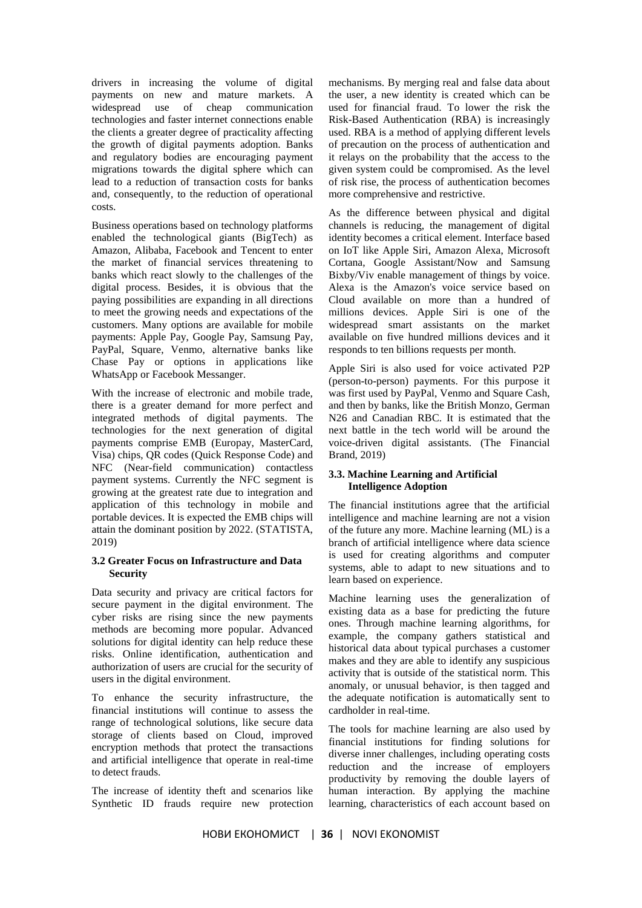drivers in increasing the volume of digital payments on new and mature markets. A widespread use of cheap communication technologies and faster internet connections enable the clients a greater degree of practicality affecting the growth of digital payments adoption. Banks and regulatory bodies are encouraging payment migrations towards the digital sphere which can lead to a reduction of transaction costs for banks and, consequently, to the reduction of operational costs.

Business operations based on technology platforms enabled the technological giants (BigTech) as Amazon, Alibaba, Facebook and Tencent to enter the market of financial services threatening to banks which react slowly to the challenges of the digital process. Besides, it is obvious that the paying possibilities are expanding in all directions to meet the growing needs and expectations of the customers. Many options are available for mobile payments: Apple Pay, Google Pay, Samsung Pay, PayPal, Square, Venmo, alternative banks like Chase Pay or options in applications like WhatsApp or Facebook Messanger.

With the increase of electronic and mobile trade, there is a greater demand for more perfect and integrated methods of digital payments. The technologies for the next generation of digital payments comprise EMB (Europay, MasterCard, Visa) chips, QR codes (Quick Response Code) and NFC (Near-field communication) contactless payment systems. Currently the NFC segment is growing at the greatest rate due to integration and application of this technology in mobile and portable devices. It is expected the EMB chips will attain the dominant position by 2022. (STATISTA, 2019)

### 3.2 Greater Focus on Infrastructure and Data Security

Data security and privacy are critical factors for secure payment in the digital environment. The cyber risks are rising since the new payments methods are becoming more popular. Advanced solutions for digital identity can help reduce these risks. Online identification, authentication and authorization of users are crucial for the security of users in the digital environment.

To enhance the security infrastructure, the financial institutions will continue to assess the range of technological solutions, like secure data storage of clients based on Cloud, improved encryption methods that protect the transactions and artificial intelligence that operate in real-time to detect frauds.

The increase of identity theft and scenarios like Synthetic ID frauds require new protection mechanisms. By merging real and false data about the user, a new identity is created which can be used for financial fraud. To lower the risk the Risk-Based Authentication (RBA) is increasingly used. RBA is a method of applying different levels of precaution on the process of authentication and it relays on the probability that the access to the given system could be compromised. As the level of risk rise, the process of authentication becomes more comprehensive and restrictive.

As the difference between physical and digital channels is reducing, the management of digital identity becomes a critical element. Interface based on IoT like Apple Siri, Amazon Alexa, Microsoft Cortana, Google Assistant/Now and Samsung Bixby/Viv enable management of things by voice. Alexa is the Amazon's voice service based on Cloud available on more than a hundred of millions devices. Apple Siri is one of the widespread smart assistants on the market available on five hundred millions devices and it responds to ten billions requests per month.

Apple Siri is also used for voice activated P2P (person-to-person) payments. For this purpose it was first used by PayPal, Venmo and Square Cash, and then by banks, like the British Monzo, German N26 and Canadian RBC. It is estimated that the next battle in the tech world will be around the voice-driven digital assistants. (The Financial Brand, 2019)

### 3.3. Machine Learning and Artificial Intelligence Adoption

The financial institutions agree that the artificial intelligence and machine learning are not a vision of the future any more. Machine learning (ML) is a branch of artificial intelligence where data science is used for creating algorithms and computer systems, able to adapt to new situations and to learn based on experience.

Machine learning uses the generalization of existing data as a base for predicting the future ones. Through machine learning algorithms, for example, the company gathers statistical and historical data about typical purchases a customer makes and they are able to identify any suspicious activity that is outside of the statistical norm. This anomaly, or unusual behavior, is then tagged and the adequate notification is automatically sent to cardholder in real-time.

The tools for machine learning are also used by financial institutions for finding solutions for diverse inner challenges, including operating costs reduction and the increase of employers productivity by removing the double layers of human interaction. By applying the machine learning, characteristics of each account based on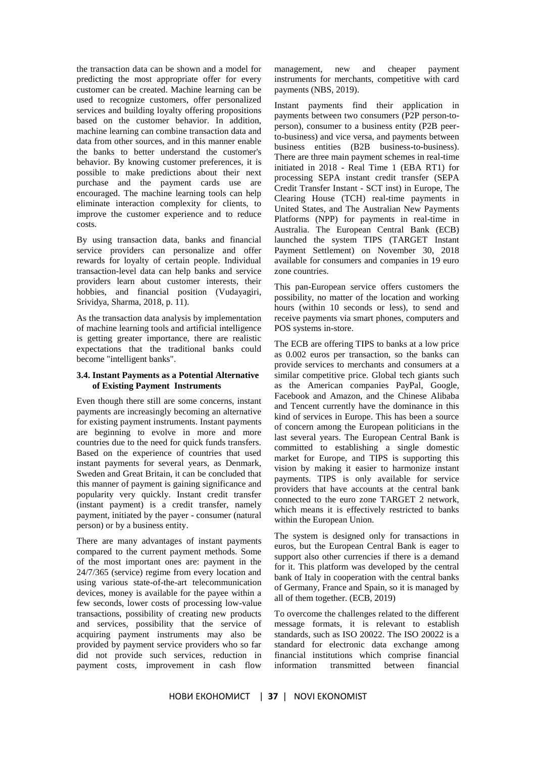the transaction data can be shown and a model for predicting the most appropriate offer for every customer can be created. Machine learning can be used to recognize customers, offer personalized services and building loyalty offering propositions based on the customer behavior. In addition, machine learning can combine transaction data and data from other sources, and in this manner enable the banks to better understand the customer's behavior. By knowing customer preferences, it is possible to make predictions about their next purchase and the payment cards use are encouraged. The machine learning tools can help eliminate interaction complexity for clients, to improve the customer experience and to reduce costs.

By using transaction data, banks and financial service providers can personalize and offer rewards for loyalty of certain people. Individual transaction-level data can help banks and service providers learn about customer interests, their hobbies, and financial position (Vudayagiri, Srividya, Sharma, 2018, p. 11).

As the transaction data analysis by implementation of machine learning tools and artificial intelligence is getting greater importance, there are realistic expectations that the traditional banks could become "intelligent banks".

### 3.4. Instant Payments as a Potential Alternative of Existing Payment Instruments

Even though there still are some concerns, instant payments are increasingly becoming an alternative for existing payment instruments. Instant payments are beginning to evolve in more and more countries due to the need for quick funds transfers. Based on the experience of countries that used instant payments for several years, as Denmark, Sweden and Great Britain, it can be concluded that this manner of payment is gaining significance and popularity very quickly. Instant credit transfer (instant payment) is a credit transfer, namely payment, initiated by the payer - consumer (natural person) or by a business entity.

There are many advantages of instant payments compared to the current payment methods. Some of the most important ones are: payment in the 24/7/365 (service) regime from every location and using various state-of-the-art telecommunication devices, money is available for the payee within a few seconds, lower costs of processing low-value transactions, possibility of creating new products and services, possibility that the service of acquiring payment instruments may also be provided by payment service providers who so far did not provide such services, reduction in payment costs, improvement in cash flow management, new and cheaper payment instruments for merchants, competitive with card payments (NBS, 2019).

Instant payments find their application in payments between two consumers (P2P person-to-person), consumer to a business entity (P2B peer-to-business) and vice versa, and payments between business entities (B2B business-to-business). There are three main payment schemes in real-time initiated in 2018 - Real Time 1 (EBA RT1) for processing SEPA instant credit transfer (SEPA Credit Transfer Instant - SCT inst) in Europe, The Clearing House (TCH) real-time payments in United States, and The Australian New Payments Platforms (NPP) for payments in real-time in Australia. The European Central Bank (ECB) launched the system TIPS (TARGET Instant Payment Settlement) on November 30, 2018 available for consumers and companies in 19 euro zone countries.

This pan-European service offers customers the possibility, no matter of the location and working hours (within 10 seconds or less), to send and receive payments via smart phones, computers and POS systems in-store.

The ECB are offering TIPS to banks at a low price as 0.002 euros per transaction, so the banks can provide services to merchants and consumers at a similar competitive price. Global tech giants such as the American companies PayPal, Google, Facebook and Amazon, and the Chinese Alibaba and Tencent currently have the dominance in this kind of services in Europe. This has been a source of concern among the European politicians in the last several years. The European Central Bank is committed to establishing a single domestic market for Europe, and TIPS is supporting this vision by making it easier to harmonize instant payments. TIPS is only available for service providers that have accounts at the central bank connected to the euro zone TARGET 2 network, which means it is effectively restricted to banks within the European Union.

The system is designed only for transactions in euros, but the European Central Bank is eager to support also other currencies if there is a demand for it. This platform was developed by the central bank of Italy in cooperation with the central banks of Germany, France and Spain, so it is managed by all of them together. (ECB, 2019)

To overcome the challenges related to the different message formats, it is relevant to establish standards, such as ISO 20022. The ISO 20022 is a standard for electronic data exchange among financial institutions which comprise financial information transmitted between financial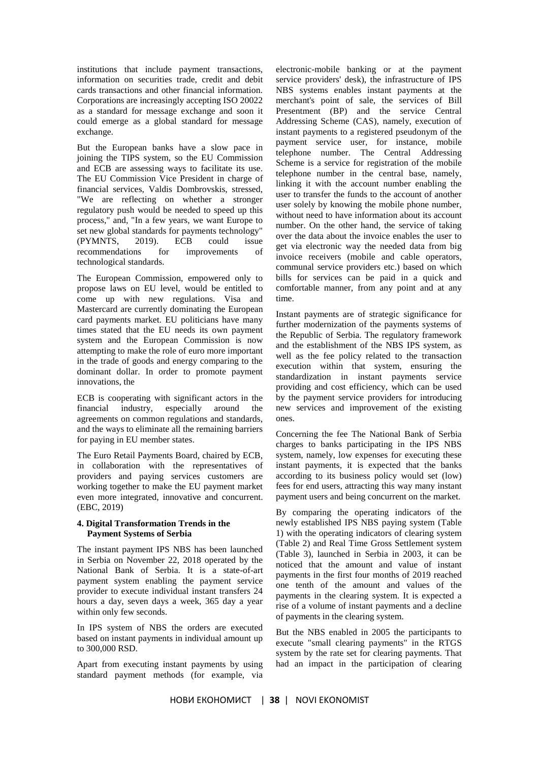institutions that include payment transactions, information on securities trade, credit and debit cards transactions and other financial information. Corporations are increasingly accepting ISO 20022 as a standard for message exchange and soon it could emerge as a global standard for message exchange.

But the European banks have a slow pace in joining the TIPS system, so the EU Commission and ECB are assessing ways to facilitate its use. The EU Commission Vice President in charge of financial services, Valdis Dombrovskis, stressed, "We are reflecting on whether a stronger regulatory push would be needed to speed up this process," and, "In a few years, we want Europe to set new global standards for payments technology" (PYMNTS, 2019). ECB could issue recommendations for improvements of technological standards.

The European Commission, empowered only to propose laws on EU level, would be entitled to come up with new regulations. Visa and Mastercard are currently dominating the European card payments market. EU politicians have many times stated that the EU needs its own payment system and the European Commission is now attempting to make the role of euro more important in the trade of goods and energy comparing to the dominant dollar. In order to promote payment innovations, the

ECB is cooperating with significant actors in the financial industry, especially around the agreements on common regulations and standards, and the ways to eliminate all the remaining barriers for paying in EU member states.

The Euro Retail Payments Board, chaired by ECB, in collaboration with the representatives of providers and paying services customers are working together to make the EU payment market even more integrated, innovative and concurrent. (EBC, 2019)

## 4. Digital Transformation Trends in the Payment Systems of Serbia

The instant payment IPS NBS has been launched in Serbia on November 22, 2018 operated by the National Bank of Serbia. It is a state-of-art payment system enabling the payment service provider to execute individual instant transfers 24 hours a day, seven days a week, 365 day a year within only few seconds.

In IPS system of NBS the orders are executed based on instant payments in individual amount up to 300,000 RSD.

Apart from executing instant payments by using standard payment methods (for example, via electronic-mobile banking or at the payment service providers' desk), the infrastructure of IPS NBS systems enables instant payments at the merchant's point of sale, the services of Bill Presentment (BP) and the service Central Addressing Scheme (CAS), namely, execution of instant payments to a registered pseudonym of the payment service user, for instance, mobile telephone number. The Central Addressing Scheme is a service for registration of the mobile telephone number in the central base, namely, linking it with the account number enabling the user to transfer the funds to the account of another user solely by knowing the mobile phone number, without need to have information about its account number. On the other hand, the service of taking over the data about the invoice enables the user to get via electronic way the needed data from big invoice receivers (mobile and cable operators, communal service providers etc.) based on which bills for services can be paid in a quick and comfortable manner, from any point and at any time.

Instant payments are of strategic significance for further modernization of the payments systems of the Republic of Serbia. The regulatory framework and the establishment of the NBS IPS system, as well as the fee policy related to the transaction execution within that system, ensuring the standardization in instant payments service providing and cost efficiency, which can be used by the payment service providers for introducing new services and improvement of the existing ones.

Concerning the fee The National Bank of Serbia charges to banks participating in the IPS NBS system, namely, low expenses for executing these instant payments, it is expected that the banks according to its business policy would set (low) fees for end users, attracting this way many instant payment users and being concurrent on the market.

By comparing the operating indicators of the newly established IPS NBS paying system (Table 1) with the operating indicators of clearing system (Table 2) and Real Time Gross Settlement system (Table 3), launched in Serbia in 2003, it can be noticed that the amount and value of instant payments in the first four months of 2019 reached one tenth of the amount and values of the payments in the clearing system. It is expected a rise of a volume of instant payments and a decline of payments in the clearing system.

But the NBS enabled in 2005 the participants to execute "small clearing payments" in the RTGS system by the rate set for clearing payments. That had an impact in the participation of clearing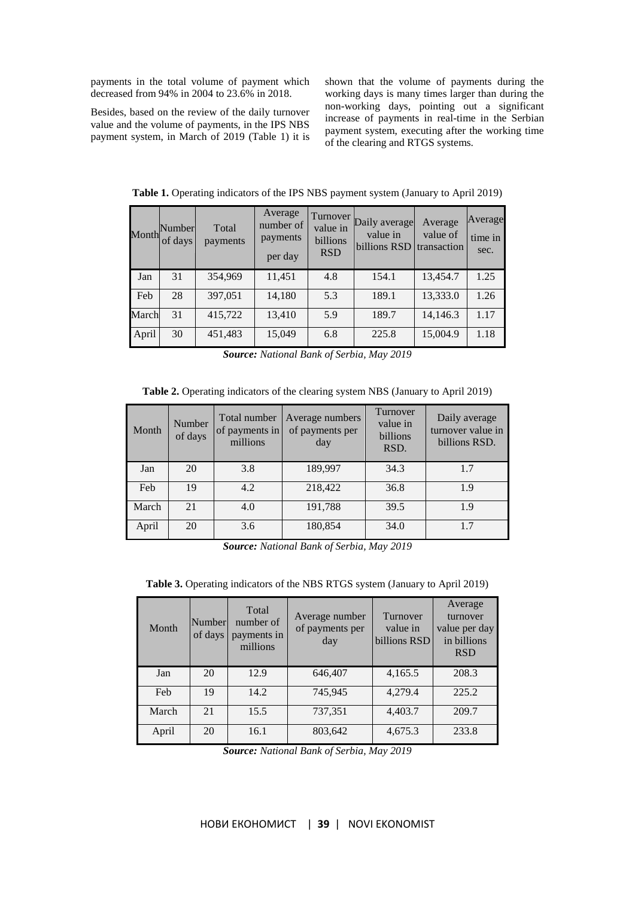payments in the total volume of payment which decreased from 94% in 2004 to 23.6% in 2018.

Besides, based on the review of the daily turnover value and the volume of payments, in the IPS NBS payment system, in March of 2019 (Table 1) it is shown that the volume of payments during the working days is many times larger than during the non-working days, pointing out a significant increase of payments in real-time in the Serbian payment system, executing after the working time of the clearing and RTGS systems.

**Table 1.** Operating indicators of the IPS NBS payment system (January to April 2019)

| Month | Number of days | Total payments | Average number of payments per day | Turnover value in billions RSD | Daily average value in billions RSD | Average value of transaction | Average time in sec. |
|---|---|---|---|---|---|---|---|
| Jan | 31 | 354,969 | 11,451 | 4.8 | 154.1 | 13,454.7 | 1.25 |
| Feb | 28 | 397,051 | 14,180 | 5.3 | 189.1 | 13,333.0 | 1.26 |
| March | 31 | 415,722 | 13,410 | 5.9 | 189.7 | 14,146.3 | 1.17 |
| April | 30 | 451,483 | 15,049 | 6.8 | 225.8 | 15,004.9 | 1.18 |

***Source:** National Bank of Serbia, May 2019*

**Table 2.** Operating indicators of the clearing system NBS (January to April 2019)

| Month | Number of days | Total number of payments in millions | Average numbers of payments per day | Turnover value in billions RSD. | Daily average turnover value in billions RSD. |
|---|---|---|---|---|---|
| Jan | 20 | 3.8 | 189,997 | 34.3 | 1.7 |
| Feb | 19 | 4.2 | 218,422 | 36.8 | 1.9 |
| March | 21 | 4.0 | 191,788 | 39.5 | 1.9 |
| April | 20 | 3.6 | 180,854 | 34.0 | 1.7 |

***Source:** National Bank of Serbia, May 2019*

**Table 3.** Operating indicators of the NBS RTGS system (January to April 2019)

| Month | Number of days | Total number of payments in millions | Average number of payments per day | Turnover value in billions RSD | Average turnover value per day in billions RSD |
|---|---|---|---|---|---|
| Jan | 20 | 12.9 | 646,407 | 4,165.5 | 208.3 |
| Feb | 19 | 14.2 | 745,945 | 4,279.4 | 225.2 |
| March | 21 | 15.5 | 737,351 | 4,403.7 | 209.7 |
| April | 20 | 16.1 | 803,642 | 4,675.3 | 233.8 |

***Source:** National Bank of Serbia, May 2019*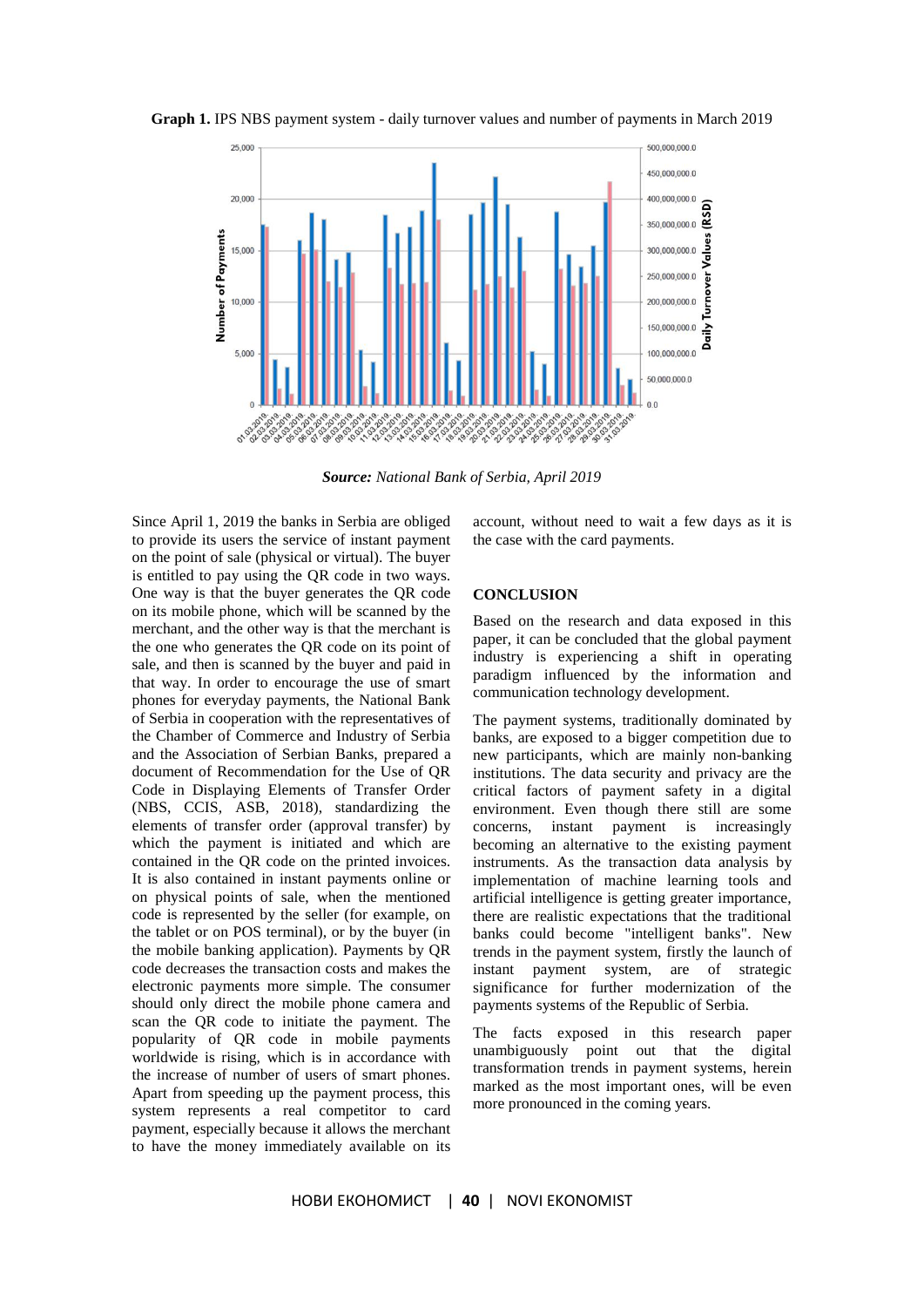**Graph 1.** IPS NBS payment system - daily turnover values and number of payments in March 2019

***Source:*** *National Bank of Serbia, April 2019*

Since April 1, 2019 the banks in Serbia are obliged to provide its users the service of instant payment on the point of sale (physical or virtual). The buyer is entitled to pay using the QR code in two ways. One way is that the buyer generates the QR code on its mobile phone, which will be scanned by the merchant, and the other way is that the merchant is the one who generates the QR code on its point of sale, and then is scanned by the buyer and paid in that way. In order to encourage the use of smart phones for everyday payments, the National Bank of Serbia in cooperation with the representatives of the Chamber of Commerce and Industry of Serbia and the Association of Serbian Banks, prepared a document of Recommendation for the Use of QR Code in Displaying Elements of Transfer Order (NBS, CCIS, ASB, 2018), standardizing the elements of transfer order (approval transfer) by which the payment is initiated and which are contained in the QR code on the printed invoices. It is also contained in instant payments online or on physical points of sale, when the mentioned code is represented by the seller (for example, on the tablet or on POS terminal), or by the buyer (in the mobile banking application). Payments by QR code decreases the transaction costs and makes the electronic payments more simple. The consumer should only direct the mobile phone camera and scan the QR code to initiate the payment. The popularity of QR code in mobile payments worldwide is rising, which is in accordance with the increase of number of users of smart phones. Apart from speeding up the payment process, this system represents a real competitor to card payment, especially because it allows the merchant to have the money immediately available on its account, without need to wait a few days as it is the case with the card payments.

## CONCLUSION

Based on the research and data exposed in this paper, it can be concluded that the global payment industry is experiencing a shift in operating paradigm influenced by the information and communication technology development.

The payment systems, traditionally dominated by banks, are exposed to a bigger competition due to new participants, which are mainly non-banking institutions. The data security and privacy are the critical factors of payment safety in a digital environment. Even though there still are some concerns, instant payment is increasingly becoming an alternative to the existing payment instruments. As the transaction data analysis by implementation of machine learning tools and artificial intelligence is getting greater importance, there are realistic expectations that the traditional banks could become "intelligent banks". New trends in the payment system, firstly the launch of instant payment system, are of strategic significance for further modernization of the payments systems of the Republic of Serbia.

The facts exposed in this research paper unambiguously point out that the digital transformation trends in payment systems, herein marked as the most important ones, will be even more pronounced in the coming years.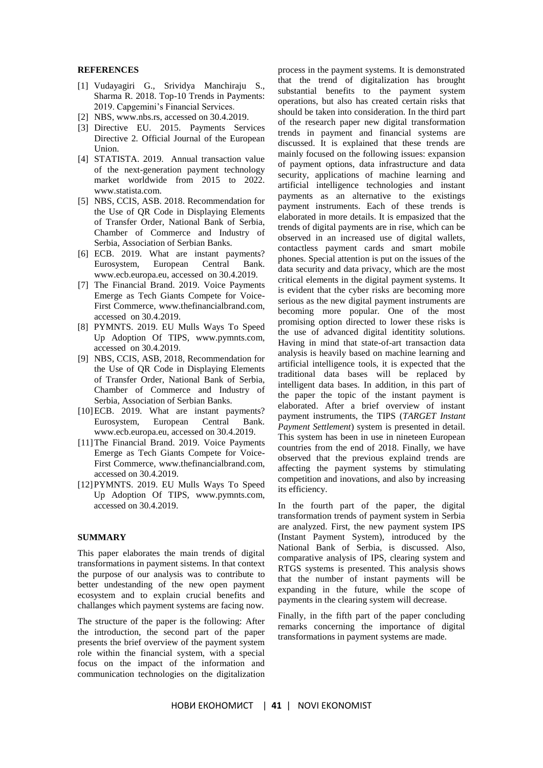## REFERENCES

[1] Vudayagiri G., Srividya Manchiraju S., Sharma R. 2018. Top-10 Trends in Payments: 2019. Capgemini's Financial Services.

[2] NBS, www.nbs.rs, accessed on 30.4.2019.

[3] Directive EU. 2015. Payments Services Directive 2. Official Journal of the European Union.

[4] STATISTA. 2019. Annual transaction value of the next-generation payment technology market worldwide from 2015 to 2022. www.statista.com.

[5] NBS, CCIS, ASB. 2018. Recommendation for the Use of QR Code in Displaying Elements of Transfer Order, National Bank of Serbia, Chamber of Commerce and Industry of Serbia, Association of Serbian Banks.

[6] ECB. 2019. What are instant payments? Eurosystem, European Central Bank. www.ecb.europa.eu, accessed on 30.4.2019.

[7] The Financial Brand. 2019. Voice Payments Emerge as Tech Giants Compete for Voice-First Commerce, www.thefinancialbrand.com, accessed on 30.4.2019.

[8] PYMNTS. 2019. EU Mulls Ways To Speed Up Adoption Of TIPS, www.pymnts.com, accessed on 30.4.2019.

[9] NBS, CCIS, ASB, 2018, Recommendation for the Use of QR Code in Displaying Elements of Transfer Order, National Bank of Serbia, Chamber of Commerce and Industry of Serbia, Association of Serbian Banks.

[10] ECB. 2019. What are instant payments? Eurosystem, European Central Bank. www.ecb.europa.eu, accessed on 30.4.2019.

[11] The Financial Brand. 2019. Voice Payments Emerge as Tech Giants Compete for Voice-First Commerce, www.thefinancialbrand.com, accessed on 30.4.2019.

[12] PYMNTS. 2019. EU Mulls Ways To Speed Up Adoption Of TIPS, www.pymnts.com, accessed on 30.4.2019.

## SUMMARY

This paper elaborates the main trends of digital transformations in payment sistems. In that context the purpose of our analysis was to contribute to better undestanding of the new open payment ecosystem and to explain crucial benefits and challanges which payment systems are facing now.

The structure of the paper is the following: After the introduction, the second part of the paper presents the brief overview of the payment system role within the financial system, with a special focus on the impact of the information and communication technologies on the digitalization process in the payment systems. It is demonstrated that the trend of digitalization has brought substantial benefits to the payment system operations, but also has created certain risks that should be taken into consideration. In the third part of the research paper new digital transformation trends in payment and financial systems are discussed. It is explained that these trends are mainly focused on the following issues: expansion of payment options, data infrastructure and data security, applications of machine learning and artificial intelligence technologies and instant payments as an alternative to the existings payment instruments. Each of these trends is elaborated in more details. It is empasized that the trends of digital payments are in rise, which can be observed in an increased use of digital wallets, contactless payment cards and smart mobile phones. Special attention is put on the issues of the data security and data privacy, which are the most critical elements in the digital payment systems. It is evident that the cyber risks are becoming more serious as the new digital payment instruments are becoming more popular. One of the most promising option directed to lower these risks is the use of advanced digital identitity solutions. Having in mind that state-of-art transaction data analysis is heavily based on machine learning and artificial intelligence tools, it is expected that the traditional data bases will be replaced by intelligent data bases. In addition, in this part of the paper the topic of the instant payment is elaborated. After a brief overview of instant payment instruments, the TIPS (*TARGET Instant Payment Settlement*) system is presented in detail. This system has been in use in nineteen European countries from the end of 2018. Finally, we have observed that the previous explaind trends are affecting the payment systems by stimulating competition and inovations, and also by increasing its efficiency.

In the fourth part of the paper, the digital transformation trends of payment system in Serbia are analyzed. First, the new payment system IPS (Instant Payment System), introduced by the National Bank of Serbia, is discussed. Also, comparative analysis of IPS, clearing system and RTGS systems is presented. This analysis shows that the number of instant payments will be expanding in the future, while the scope of payments in the clearing system will decrease.

Finally, in the fifth part of the paper concluding remarks concerning the importance of digital transformations in payment systems are made.